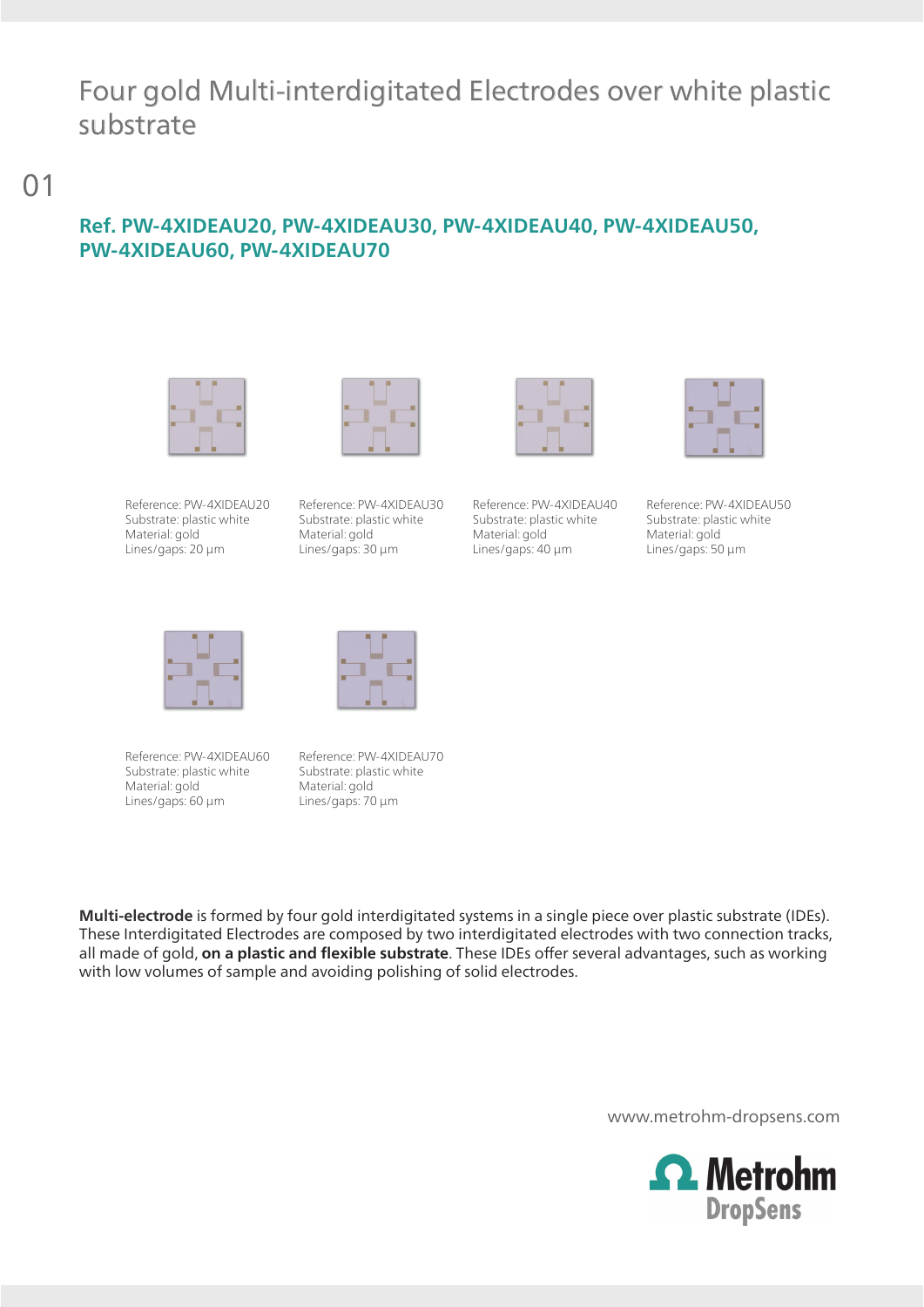# Four gold Multi-interdigitated Electrodes over white plastic substrate

01

## Ref. PW-4XIDEAU20, PW-4XIDEAU30, PW-4XIDEAU40, PW-4XIDEAU50, PW-4XIDEAU60, PW-4XIDEAU70

Reference: PW-4XIDEAU20
Substrate: plastic white
Material: gold
Lines/gaps: 20 µm

Reference: PW-4XIDEAU30
Substrate: plastic white
Material: gold
Lines/gaps: 30 µm

Reference: PW-4XIDEAU40
Substrate: plastic white
Material: gold
Lines/gaps: 40 µm

Reference: PW-4XIDEAU50
Substrate: plastic white
Material: gold
Lines/gaps: 50 µm

Reference: PW-4XIDEAU60
Substrate: plastic white
Material: gold
Lines/gaps: 60 µm

Reference: PW-4XIDEAU70
Substrate: plastic white
Material: gold
Lines/gaps: 70 µm

**Multi-electrode** is formed by four gold interdigitated systems in a single piece over plastic substrate (IDEs). These Interdigitated Electrodes are composed by two interdigitated electrodes with two connection tracks, all made of gold, **on a plastic and flexible substrate**. These IDEs offer several advantages, such as working with low volumes of sample and avoiding polishing of solid electrodes.

www.metrohm-dropsens.com

Metrohm DropSens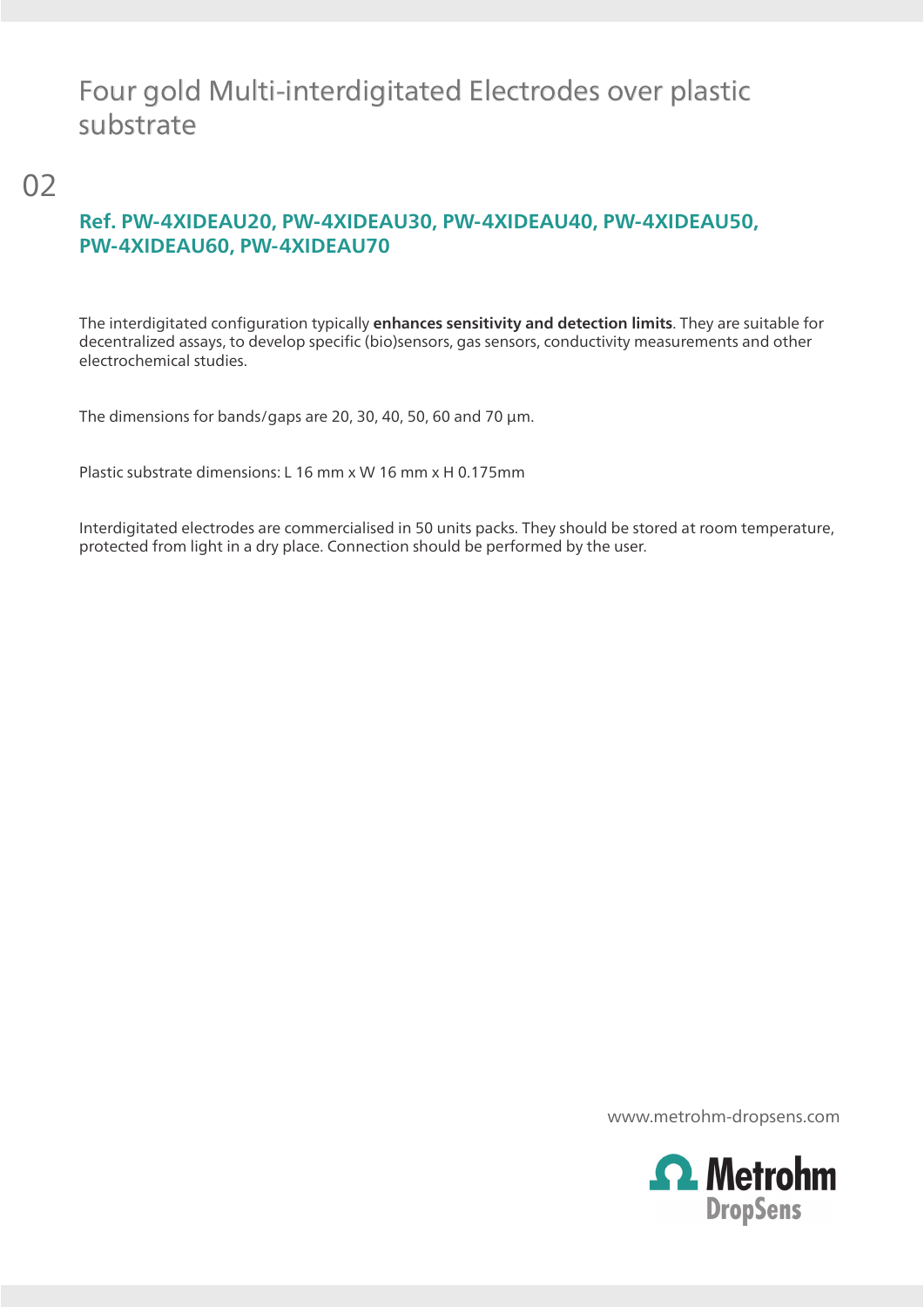# Four gold Multi-interdigitated Electrodes over plastic substrate

## Ref. PW-4XIDEAU20, PW-4XIDEAU30, PW-4XIDEAU40, PW-4XIDEAU50, PW-4XIDEAU60, PW-4XIDEAU70

The interdigitated configuration typically **enhances sensitivity and detection limits**. They are suitable for decentralized assays, to develop specific (bio)sensors, gas sensors, conductivity measurements and other electrochemical studies.

The dimensions for bands/gaps are 20, 30, 40, 50, 60 and 70 µm.

Plastic substrate dimensions: L 16 mm x W 16 mm x H 0.175mm

Interdigitated electrodes are commercialised in 50 units packs. They should be stored at room temperature, protected from light in a dry place. Connection should be performed by the user.

www.metrohm-dropsens.com

Metrohm DropSens